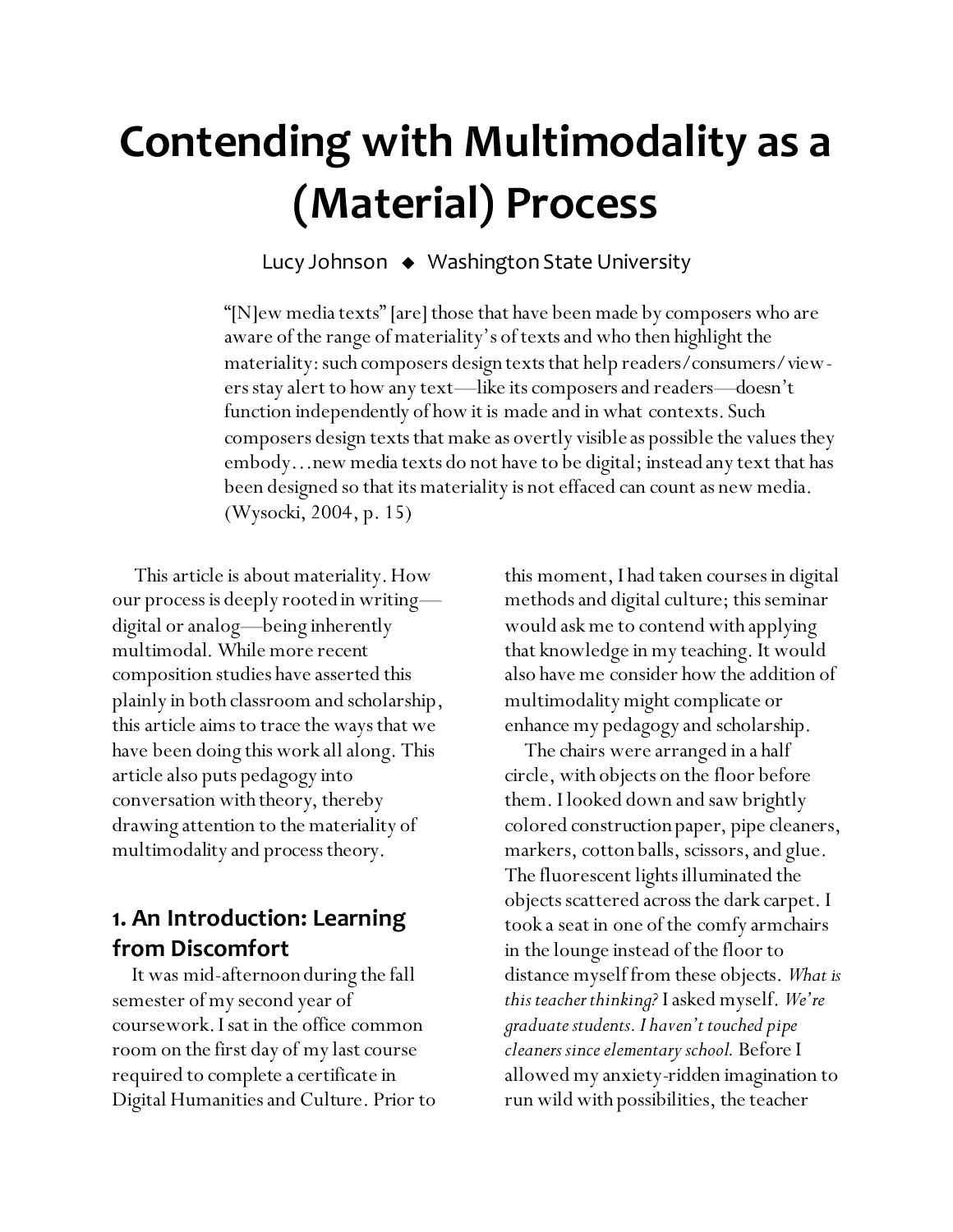# Contending with Multimodality as a (Material) Process

Lucy Johnson ◆ Washington State University

> "[N]ew media texts" [are] those that have been made by composers who are aware of the range of materiality's of texts and who then highlight the materiality: such composers design texts that help readers/consumers/viewers stay alert to how any text—like its composers and readers—doesn't function independently of how it is made and in what contexts. Such composers design texts that make as overtly visible as possible the values they embody…new media texts do not have to be digital; instead any text that has been designed so that its materiality is not effaced can count as new media. (Wysocki, 2004, p. 15)

This article is about materiality. How our process is deeply rooted in writing—digital or analog—being inherently multimodal. While more recent composition studies have asserted this plainly in both classroom and scholarship, this article aims to trace the ways that we have been doing this work all along. This article also puts pedagogy into conversation with theory, thereby drawing attention to the materiality of multimodality and process theory.

## 1. An Introduction: Learning from Discomfort

It was mid-afternoon during the fall semester of my second year of coursework. I sat in the office common room on the first day of my last course required to complete a certificate in Digital Humanities and Culture. Prior to this moment, I had taken courses in digital methods and digital culture; this seminar would ask me to contend with applying that knowledge in my teaching. It would also have me consider how the addition of multimodality might complicate or enhance my pedagogy and scholarship.

The chairs were arranged in a half circle, with objects on the floor before them. I looked down and saw brightly colored construction paper, pipe cleaners, markers, cotton balls, scissors, and glue. The fluorescent lights illuminated the objects scattered across the dark carpet. I took a seat in one of the comfy armchairs in the lounge instead of the floor to distance myself from these objects. *What is this teacher thinking?* I asked myself. *We're graduate students. I haven't touched pipe cleaners since elementary school.* Before I allowed my anxiety-ridden imagination to run wild with possibilities, the teacher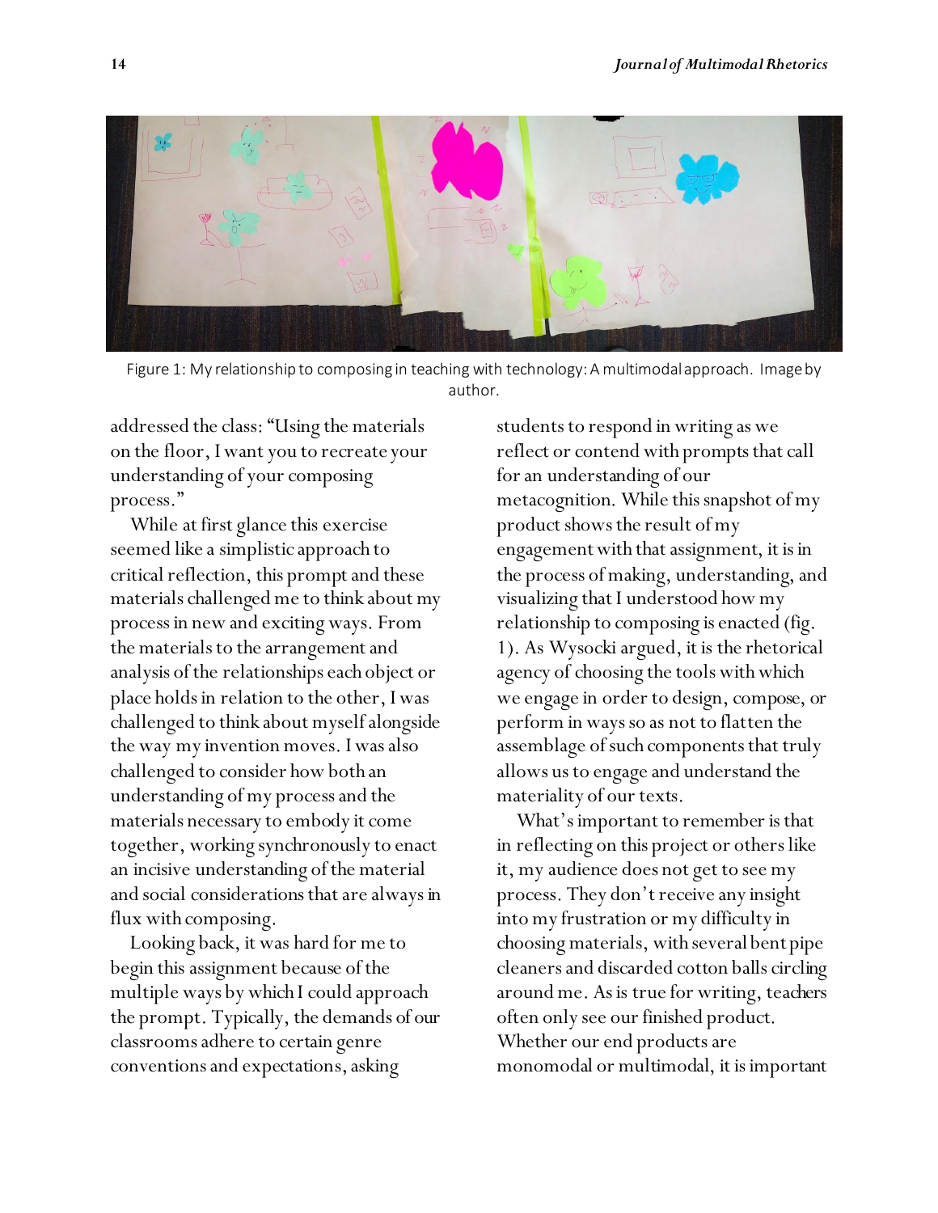Figure 1: My relationship to composing in teaching with technology: A multimodal approach. Image by author.

addressed the class: "Using the materials on the floor, I want you to recreate your understanding of your composing process."

While at first glance this exercise seemed like a simplistic approach to critical reflection, this prompt and these materials challenged me to think about my process in new and exciting ways. From the materials to the arrangement and analysis of the relationships each object or place holds in relation to the other, I was challenged to think about myself alongside the way my invention moves. I was also challenged to consider how both an understanding of my process and the materials necessary to embody it come together, working synchronously to enact an incisive understanding of the material and social considerations that are always in flux with composing.

Looking back, it was hard for me to begin this assignment because of the multiple ways by which I could approach the prompt. Typically, the demands of our classrooms adhere to certain genre conventions and expectations, asking students to respond in writing as we reflect or contend with prompts that call for an understanding of our metacognition. While this snapshot of my product shows the result of my engagement with that assignment, it is in the process of making, understanding, and visualizing that I understood how my relationship to composing is enacted (fig. 1). As Wysocki argued, it is the rhetorical agency of choosing the tools with which we engage in order to design, compose, or perform in ways so as not to flatten the assemblage of such components that truly allows us to engage and understand the materiality of our texts.

What's important to remember is that in reflecting on this project or others like it, my audience does not get to see my process. They don't receive any insight into my frustration or my difficulty in choosing materials, with several bent pipe cleaners and discarded cotton balls circling around me. As is true for writing, teachers often only see our finished product. Whether our end products are monomodal or multimodal, it is important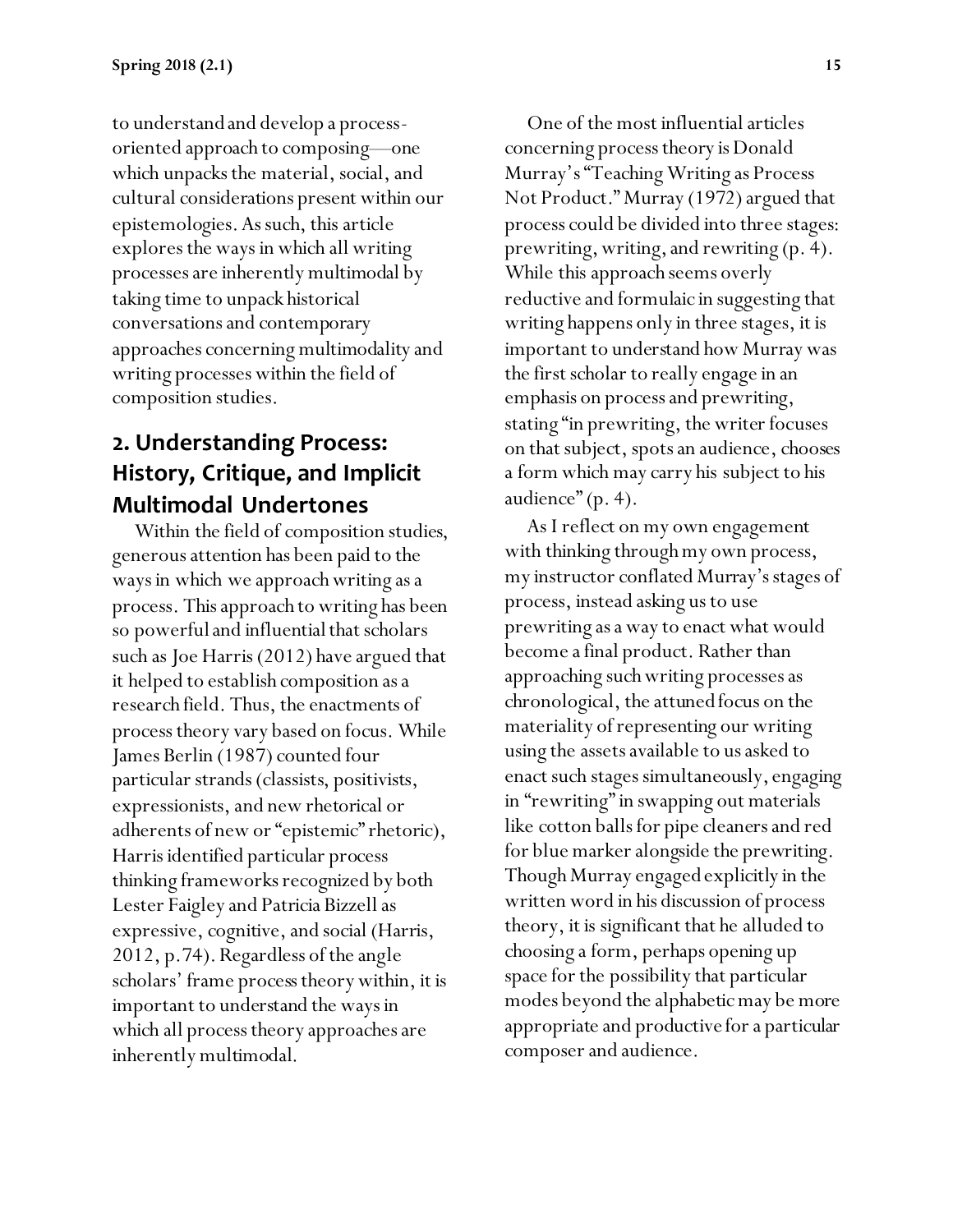to understand and develop a process-oriented approach to composing—one which unpacks the material, social, and cultural considerations present within our epistemologies. As such, this article explores the ways in which all writing processes are inherently multimodal by taking time to unpack historical conversations and contemporary approaches concerning multimodality and writing processes within the field of composition studies.

## 2. Understanding Process: History, Critique, and Implicit Multimodal Undertones

Within the field of composition studies, generous attention has been paid to the ways in which we approach writing as a process. This approach to writing has been so powerful and influential that scholars such as Joe Harris (2012) have argued that it helped to establish composition as a research field. Thus, the enactments of process theory vary based on focus. While James Berlin (1987) counted four particular strands (classists, positivists, expressionists, and new rhetorical or adherents of new or "epistemic" rhetoric), Harris identified particular process thinking frameworks recognized by both Lester Faigley and Patricia Bizzell as expressive, cognitive, and social (Harris, 2012, p.74). Regardless of the angle scholars' frame process theory within, it is important to understand the ways in which all process theory approaches are inherently multimodal.

One of the most influential articles concerning process theory is Donald Murray's "Teaching Writing as Process Not Product." Murray (1972) argued that process could be divided into three stages: prewriting, writing, and rewriting (p. 4). While this approach seems overly reductive and formulaic in suggesting that writing happens only in three stages, it is important to understand how Murray was the first scholar to really engage in an emphasis on process and prewriting, stating "in prewriting, the writer focuses on that subject, spots an audience, chooses a form which may carry his subject to his audience" (p. 4).

As I reflect on my own engagement with thinking through my own process, my instructor conflated Murray's stages of process, instead asking us to use prewriting as a way to enact what would become a final product. Rather than approaching such writing processes as chronological, the attuned focus on the materiality of representing our writing using the assets available to us asked to enact such stages simultaneously, engaging in "rewriting" in swapping out materials like cotton balls for pipe cleaners and red for blue marker alongside the prewriting. Though Murray engaged explicitly in the written word in his discussion of process theory, it is significant that he alluded to choosing a form, perhaps opening up space for the possibility that particular modes beyond the alphabetic may be more appropriate and productive for a particular composer and audience.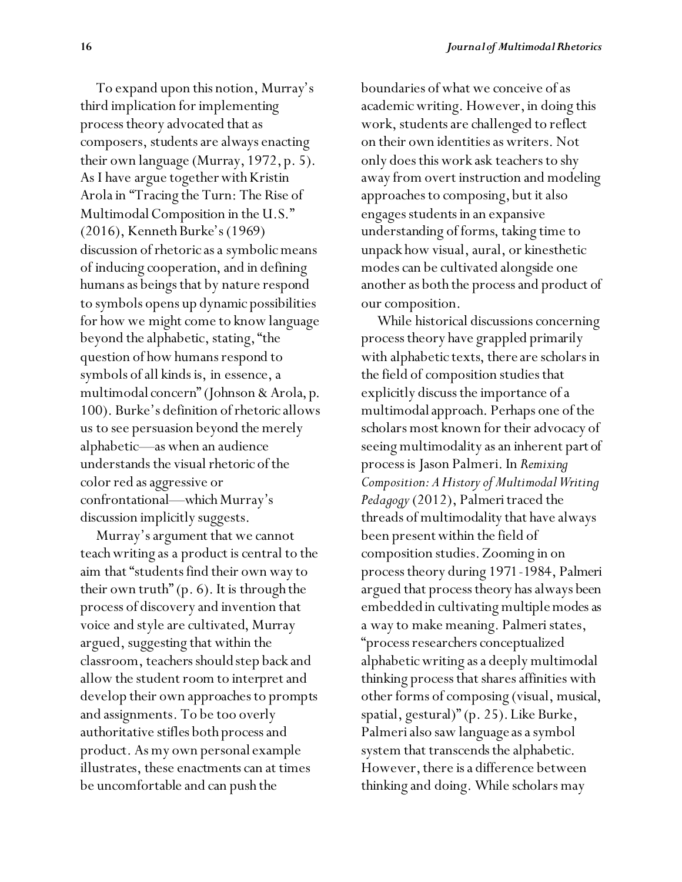To expand upon this notion, Murray's third implication for implementing process theory advocated that as composers, students are always enacting their own language (Murray, 1972, p. 5). As I have argue together with Kristin Arola in "Tracing the Turn: The Rise of Multimodal Composition in the U.S." (2016), Kenneth Burke's (1969) discussion of rhetoric as a symbolic means of inducing cooperation, and in defining humans as beings that by nature respond to symbols opens up dynamic possibilities for how we might come to know language beyond the alphabetic, stating, "the question of how humans respond to symbols of all kinds is, in essence, a multimodal concern" (Johnson & Arola, p. 100). Burke's definition of rhetoric allows us to see persuasion beyond the merely alphabetic—as when an audience understands the visual rhetoric of the color red as aggressive or confrontational—which Murray's discussion implicitly suggests.

Murray's argument that we cannot teach writing as a product is central to the aim that "students find their own way to their own truth" (p. 6). It is through the process of discovery and invention that voice and style are cultivated, Murray argued, suggesting that within the classroom, teachers should step back and allow the student room to interpret and develop their own approaches to prompts and assignments. To be too overly authoritative stifles both process and product. As my own personal example illustrates, these enactments can at times be uncomfortable and can push the boundaries of what we conceive of as academic writing. However, in doing this work, students are challenged to reflect on their own identities as writers. Not only does this work ask teachers to shy away from overt instruction and modeling approaches to composing, but it also engages students in an expansive understanding of forms, taking time to unpack how visual, aural, or kinesthetic modes can be cultivated alongside one another as both the process and product of our composition.

While historical discussions concerning process theory have grappled primarily with alphabetic texts, there are scholars in the field of composition studies that explicitly discuss the importance of a multimodal approach. Perhaps one of the scholars most known for their advocacy of seeing multimodality as an inherent part of process is Jason Palmeri. In *Remixing Composition: A History of Multimodal Writing Pedagogy* (2012), Palmeri traced the threads of multimodality that have always been present within the field of composition studies. Zooming in on process theory during 1971-1984, Palmeri argued that process theory has always been embedded in cultivating multiple modes as a way to make meaning. Palmeri states, "process researchers conceptualized alphabetic writing as a deeply multimodal thinking process that shares affinities with other forms of composing (visual, musical, spatial, gestural)" (p. 25). Like Burke, Palmeri also saw language as a symbol system that transcends the alphabetic. However, there is a difference between thinking and doing. While scholars may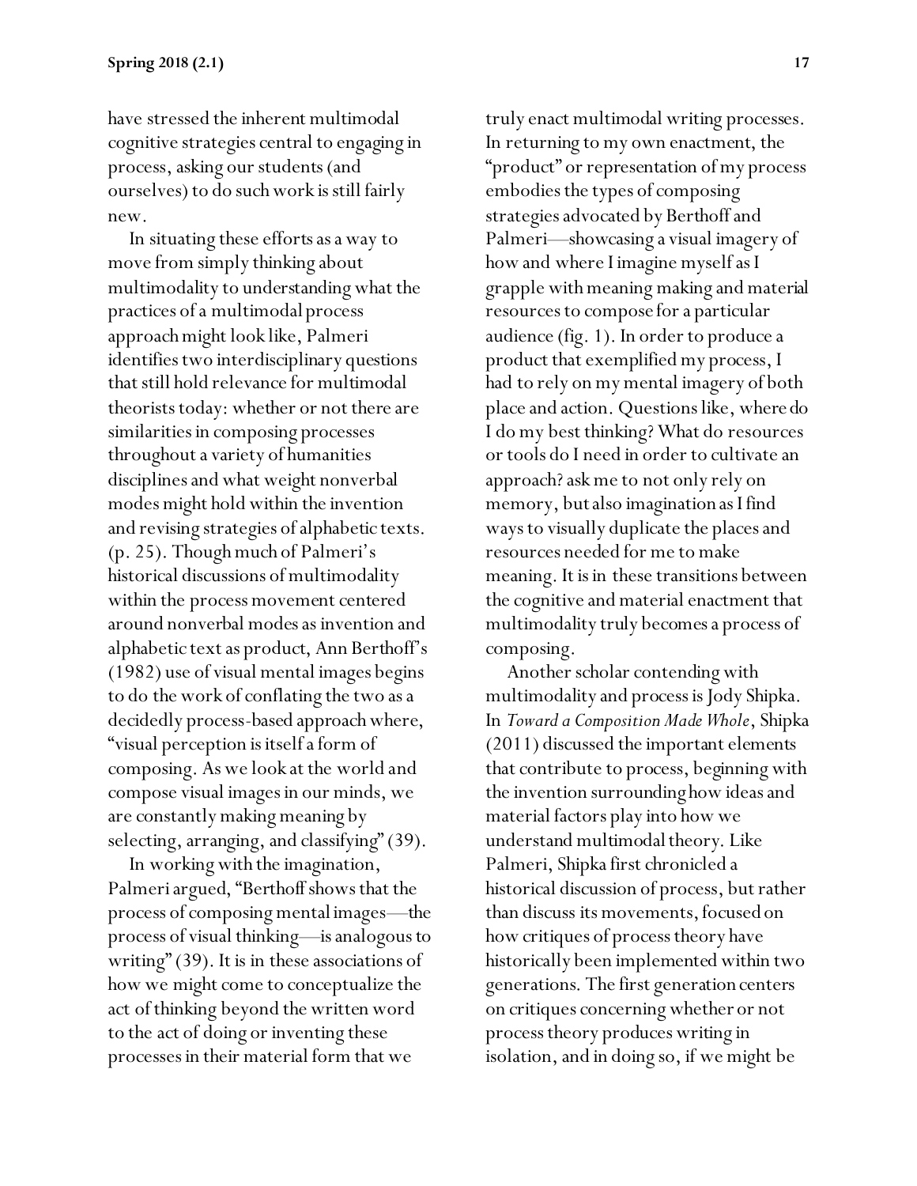have stressed the inherent multimodal cognitive strategies central to engaging in process, asking our students (and ourselves) to do such work is still fairly new.

In situating these efforts as a way to move from simply thinking about multimodality to understanding what the practices of a multimodal process approach might look like, Palmeri identifies two interdisciplinary questions that still hold relevance for multimodal theorists today: whether or not there are similarities in composing processes throughout a variety of humanities disciplines and what weight nonverbal modes might hold within the invention and revising strategies of alphabetic texts. (p. 25). Though much of Palmeri's historical discussions of multimodality within the process movement centered around nonverbal modes as invention and alphabetic text as product, Ann Berthoff's (1982) use of visual mental images begins to do the work of conflating the two as a decidedly process-based approach where, "visual perception is itself a form of composing. As we look at the world and compose visual images in our minds, we are constantly making meaning by selecting, arranging, and classifying" (39).

In working with the imagination, Palmeri argued, "Berthoff shows that the process of composing mental images—the process of visual thinking—is analogous to writing" (39). It is in these associations of how we might come to conceptualize the act of thinking beyond the written word to the act of doing or inventing these processes in their material form that we truly enact multimodal writing processes. In returning to my own enactment, the "product" or representation of my process embodies the types of composing strategies advocated by Berthoff and Palmeri—showcasing a visual imagery of how and where I imagine myself as I grapple with meaning making and material resources to compose for a particular audience (fig. 1). In order to produce a product that exemplified my process, I had to rely on my mental imagery of both place and action. Questions like, where do I do my best thinking? What do resources or tools do I need in order to cultivate an approach? ask me to not only rely on memory, but also imagination as I find ways to visually duplicate the places and resources needed for me to make meaning. It is in these transitions between the cognitive and material enactment that multimodality truly becomes a process of composing.

Another scholar contending with multimodality and process is Jody Shipka. In *Toward a Composition Made Whole*, Shipka (2011) discussed the important elements that contribute to process, beginning with the invention surrounding how ideas and material factors play into how we understand multimodal theory. Like Palmeri, Shipka first chronicled a historical discussion of process, but rather than discuss its movements, focused on how critiques of process theory have historically been implemented within two generations. The first generation centers on critiques concerning whether or not process theory produces writing in isolation, and in doing so, if we might be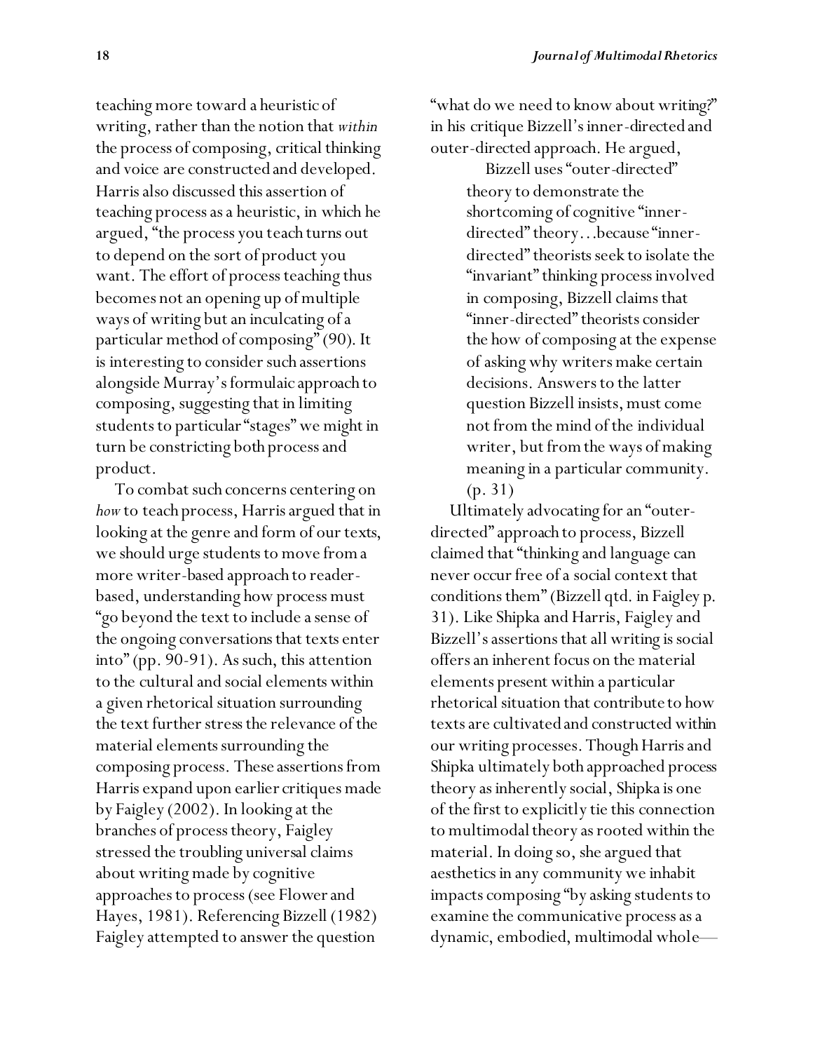teaching more toward a heuristic of writing, rather than the notion that *within* the process of composing, critical thinking and voice are constructed and developed. Harris also discussed this assertion of teaching process as a heuristic, in which he argued, "the process you teach turns out to depend on the sort of product you want. The effort of process teaching thus becomes not an opening up of multiple ways of writing but an inculcating of a particular method of composing" (90). It is interesting to consider such assertions alongside Murray's formulaic approach to composing, suggesting that in limiting students to particular "stages" we might in turn be constricting both process and product.

To combat such concerns centering on *how* to teach process, Harris argued that in looking at the genre and form of our texts, we should urge students to move from a more writer-based approach to reader-based, understanding how process must "go beyond the text to include a sense of the ongoing conversations that texts enter into" (pp. 90-91). As such, this attention to the cultural and social elements within a given rhetorical situation surrounding the text further stress the relevance of the material elements surrounding the composing process. These assertions from Harris expand upon earlier critiques made by Faigley (2002). In looking at the branches of process theory, Faigley stressed the troubling universal claims about writing made by cognitive approaches to process (see Flower and Hayes, 1981). Referencing Bizzell (1982) Faigley attempted to answer the question "what do we need to know about writing?" in his critique Bizzell's inner-directed and outer-directed approach. He argued,

> Bizzell uses "outer-directed" theory to demonstrate the shortcoming of cognitive "inner-directed" theory…because "inner-directed" theorists seek to isolate the "invariant" thinking process involved in composing, Bizzell claims that "inner-directed" theorists consider the how of composing at the expense of asking why writers make certain decisions. Answers to the latter question Bizzell insists, must come not from the mind of the individual writer, but from the ways of making meaning in a particular community. (p. 31)

Ultimately advocating for an "outer-directed" approach to process, Bizzell claimed that "thinking and language can never occur free of a social context that conditions them" (Bizzell qtd. in Faigley p. 31). Like Shipka and Harris, Faigley and Bizzell's assertions that all writing is social offers an inherent focus on the material elements present within a particular rhetorical situation that contribute to how texts are cultivated and constructed within our writing processes. Though Harris and Shipka ultimately both approached process theory as inherently social, Shipka is one of the first to explicitly tie this connection to multimodal theory as rooted within the material. In doing so, she argued that aesthetics in any community we inhabit impacts composing "by asking students to examine the communicative process as a dynamic, embodied, multimodal whole—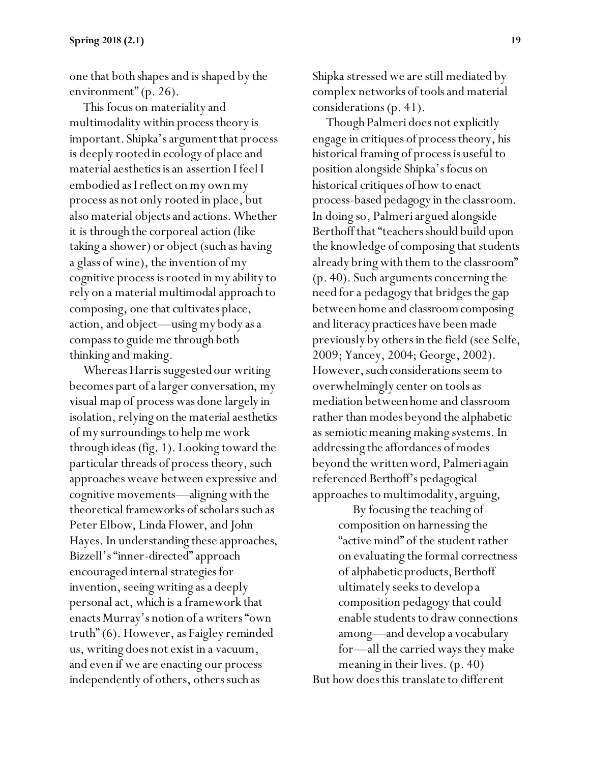one that both shapes and is shaped by the environment" (p. 26).

This focus on materiality and multimodality within process theory is important. Shipka's argument that process is deeply rooted in ecology of place and material aesthetics is an assertion I feel I embodied as I reflect on my own my process as not only rooted in place, but also material objects and actions. Whether it is through the corporeal action (like taking a shower) or object (such as having a glass of wine), the invention of my cognitive process is rooted in my ability to rely on a material multimodal approach to composing, one that cultivates place, action, and object—using my body as a compass to guide me through both thinking and making.

Whereas Harris suggested our writing becomes part of a larger conversation, my visual map of process was done largely in isolation, relying on the material aesthetics of my surroundings to help me work through ideas (fig. 1). Looking toward the particular threads of process theory, such approaches weave between expressive and cognitive movements—aligning with the theoretical frameworks of scholars such as Peter Elbow, Linda Flower, and John Hayes. In understanding these approaches, Bizzell's "inner-directed" approach encouraged internal strategies for invention, seeing writing as a deeply personal act, which is a framework that enacts Murray's notion of a writers "own truth" (6). However, as Faigley reminded us, writing does not exist in a vacuum, and even if we are enacting our process independently of others, others such as Shipka stressed we are still mediated by complex networks of tools and material considerations (p. 41).

Though Palmeri does not explicitly engage in critiques of process theory, his historical framing of process is useful to position alongside Shipka's focus on historical critiques of how to enact process-based pedagogy in the classroom. In doing so, Palmeri argued alongside Berthoff that "teachers should build upon the knowledge of composing that students already bring with them to the classroom" (p. 40). Such arguments concerning the need for a pedagogy that bridges the gap between home and classroom composing and literacy practices have been made previously by others in the field (see Selfe, 2009; Yancey, 2004; George, 2002). However, such considerations seem to overwhelmingly center on tools as mediation between home and classroom rather than modes beyond the alphabetic as semiotic meaning making systems. In addressing the affordances of modes beyond the written word, Palmeri again referenced Berthoff's pedagogical approaches to multimodality, arguing,

> By focusing the teaching of composition on harnessing the "active mind" of the student rather on evaluating the formal correctness of alphabetic products, Berthoff ultimately seeks to develop a composition pedagogy that could enable students to draw connections among—and develop a vocabulary for—all the carried ways they make meaning in their lives. (p. 40)

But how does this translate to different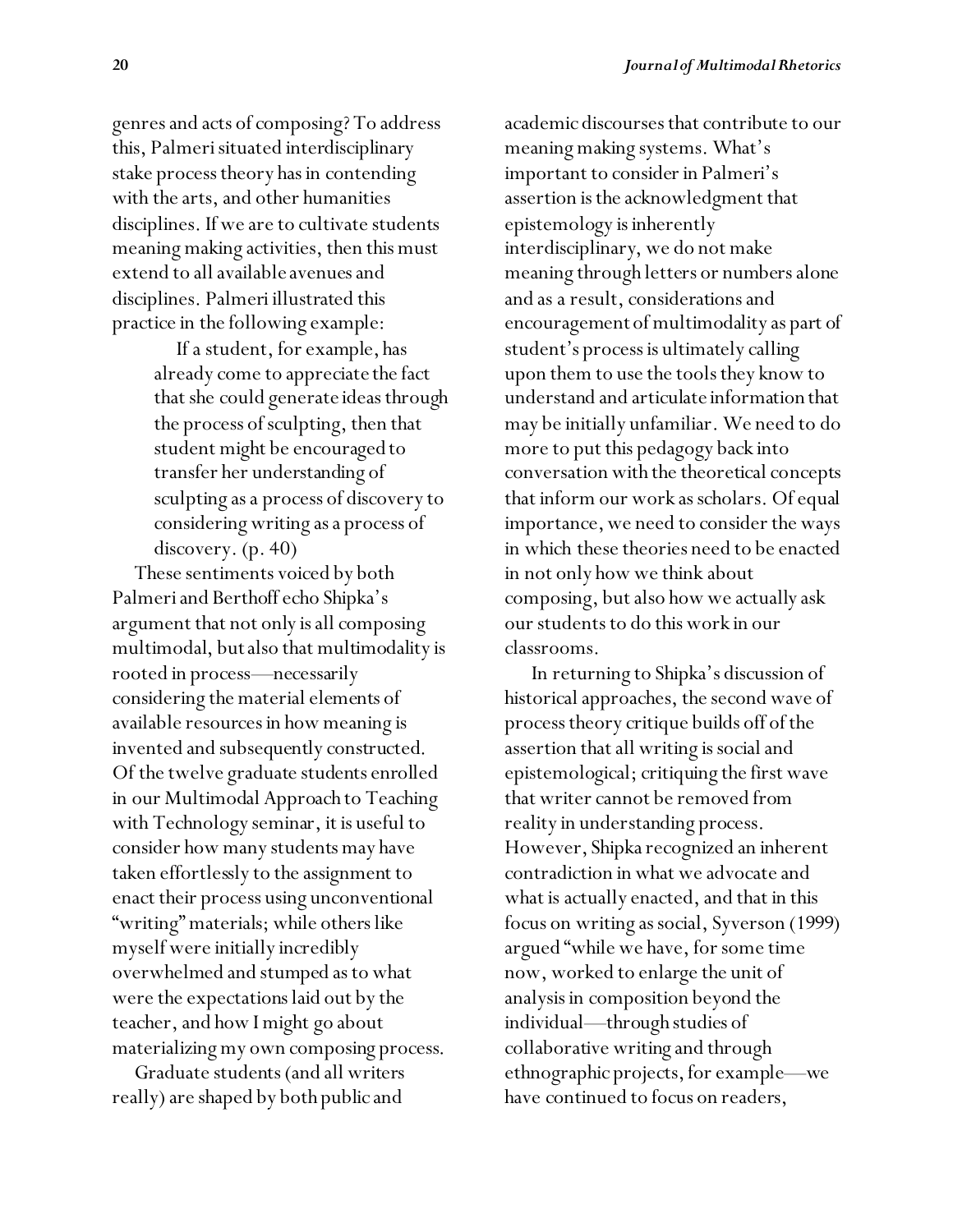genres and acts of composing? To address this, Palmeri situated interdisciplinary stake process theory has in contending with the arts, and other humanities disciplines. If we are to cultivate students meaning making activities, then this must extend to all available avenues and disciplines. Palmeri illustrated this practice in the following example:

> If a student, for example, has already come to appreciate the fact that she could generate ideas through the process of sculpting, then that student might be encouraged to transfer her understanding of sculpting as a process of discovery to considering writing as a process of discovery. (p. 40)

These sentiments voiced by both Palmeri and Berthoff echo Shipka's argument that not only is all composing multimodal, but also that multimodality is rooted in process—necessarily considering the material elements of available resources in how meaning is invented and subsequently constructed. Of the twelve graduate students enrolled in our Multimodal Approach to Teaching with Technology seminar, it is useful to consider how many students may have taken effortlessly to the assignment to enact their process using unconventional "writing" materials; while others like myself were initially incredibly overwhelmed and stumped as to what were the expectations laid out by the teacher, and how I might go about materializing my own composing process.

Graduate students (and all writers really) are shaped by both public and academic discourses that contribute to our meaning making systems. What's important to consider in Palmeri's assertion is the acknowledgment that epistemology is inherently interdisciplinary, we do not make meaning through letters or numbers alone and as a result, considerations and encouragement of multimodality as part of student's process is ultimately calling upon them to use the tools they know to understand and articulate information that may be initially unfamiliar. We need to do more to put this pedagogy back into conversation with the theoretical concepts that inform our work as scholars. Of equal importance, we need to consider the ways in which these theories need to be enacted in not only how we think about composing, but also how we actually ask our students to do this work in our classrooms.

In returning to Shipka's discussion of historical approaches, the second wave of process theory critique builds off of the assertion that all writing is social and epistemological; critiquing the first wave that writer cannot be removed from reality in understanding process. However, Shipka recognized an inherent contradiction in what we advocate and what is actually enacted, and that in this focus on writing as social, Syverson (1999) argued "while we have, for some time now, worked to enlarge the unit of analysis in composition beyond the individual—through studies of collaborative writing and through ethnographic projects, for example—we have continued to focus on readers,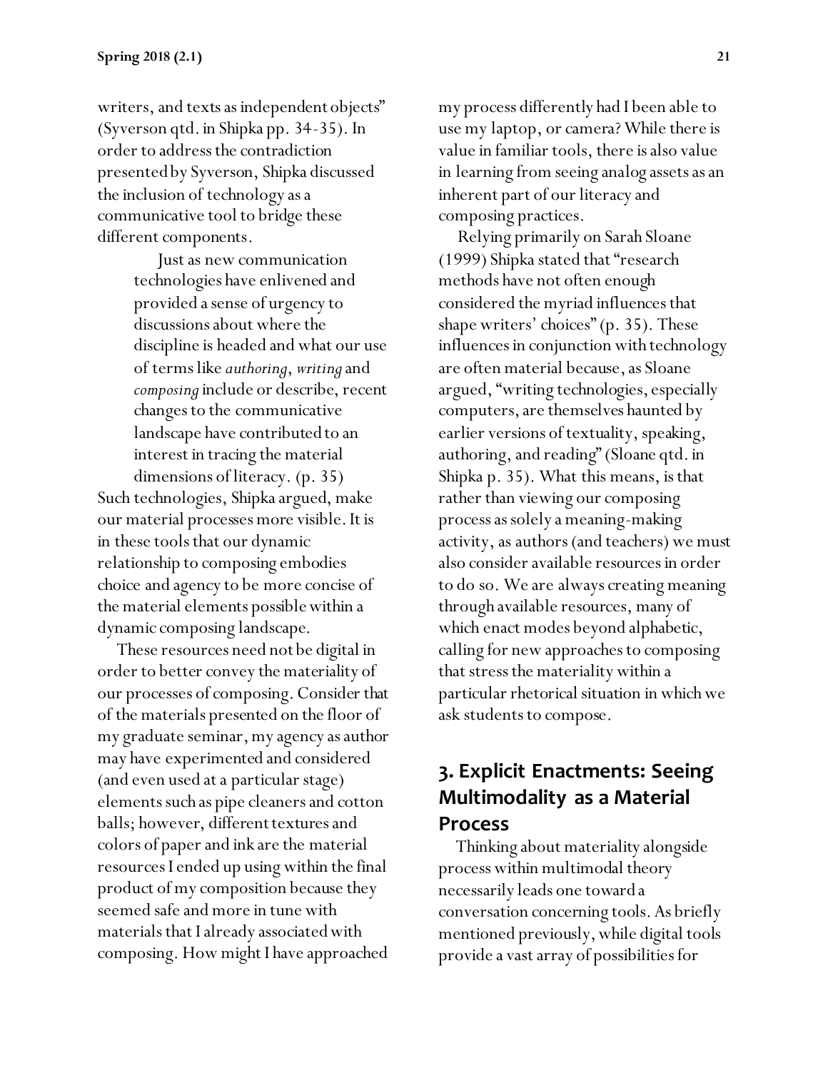writers, and texts as independent objects" (Syverson qtd. in Shipka pp. 34-35). In order to address the contradiction presented by Syverson, Shipka discussed the inclusion of technology as a communicative tool to bridge these different components.

> Just as new communication technologies have enlivened and provided a sense of urgency to discussions about where the discipline is headed and what our use of terms like *authoring*, *writing* and *composing* include or describe, recent changes to the communicative landscape have contributed to an interest in tracing the material dimensions of literacy. (p. 35)

Such technologies, Shipka argued, make our material processes more visible. It is in these tools that our dynamic relationship to composing embodies choice and agency to be more concise of the material elements possible within a dynamic composing landscape.

These resources need not be digital in order to better convey the materiality of our processes of composing. Consider that of the materials presented on the floor of my graduate seminar, my agency as author may have experimented and considered (and even used at a particular stage) elements such as pipe cleaners and cotton balls; however, different textures and colors of paper and ink are the material resources I ended up using within the final product of my composition because they seemed safe and more in tune with materials that I already associated with composing. How might I have approached my process differently had I been able to use my laptop, or camera? While there is value in familiar tools, there is also value in learning from seeing analog assets as an inherent part of our literacy and composing practices.

Relying primarily on Sarah Sloane (1999) Shipka stated that "research methods have not often enough considered the myriad influences that shape writers' choices" (p. 35). These influences in conjunction with technology are often material because, as Sloane argued, "writing technologies, especially computers, are themselves haunted by earlier versions of textuality, speaking, authoring, and reading" (Sloane qtd. in Shipka p. 35). What this means, is that rather than viewing our composing process as solely a meaning-making activity, as authors (and teachers) we must also consider available resources in order to do so. We are always creating meaning through available resources, many of which enact modes beyond alphabetic, calling for new approaches to composing that stress the materiality within a particular rhetorical situation in which we ask students to compose.

## 3. Explicit Enactments: Seeing Multimodality as a Material Process

Thinking about materiality alongside process within multimodal theory necessarily leads one toward a conversation concerning tools. As briefly mentioned previously, while digital tools provide a vast array of possibilities for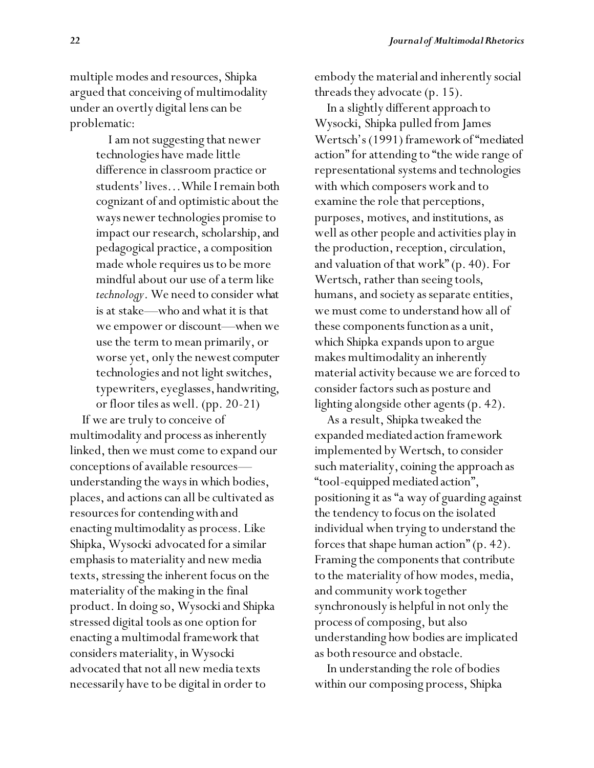multiple modes and resources, Shipka argued that conceiving of multimodality under an overtly digital lens can be problematic:

> I am not suggesting that newer technologies have made little difference in classroom practice or students' lives…While I remain both cognizant of and optimistic about the ways newer technologies promise to impact our research, scholarship, and pedagogical practice, a composition made whole requires us to be more mindful about our use of a term like *technology*. We need to consider what is at stake—who and what it is that we empower or discount—when we use the term to mean primarily, or worse yet, only the newest computer technologies and not light switches, typewriters, eyeglasses, handwriting, or floor tiles as well. (pp. 20-21)

If we are truly to conceive of multimodality and process as inherently linked, then we must come to expand our conceptions of available resources—understanding the ways in which bodies, places, and actions can all be cultivated as resources for contending with and enacting multimodality as process. Like Shipka, Wysocki advocated for a similar emphasis to materiality and new media texts, stressing the inherent focus on the materiality of the making in the final product. In doing so, Wysocki and Shipka stressed digital tools as one option for enacting a multimodal framework that considers materiality, in Wysocki advocated that not all new media texts necessarily have to be digital in order to embody the material and inherently social threads they advocate (p. 15).

In a slightly different approach to Wysocki, Shipka pulled from James Wertsch's (1991) framework of "mediated action" for attending to "the wide range of representational systems and technologies with which composers work and to examine the role that perceptions, purposes, motives, and institutions, as well as other people and activities play in the production, reception, circulation, and valuation of that work" (p. 40). For Wertsch, rather than seeing tools, humans, and society as separate entities, we must come to understand how all of these components function as a unit, which Shipka expands upon to argue makes multimodality an inherently material activity because we are forced to consider factors such as posture and lighting alongside other agents (p. 42).

As a result, Shipka tweaked the expanded mediated action framework implemented by Wertsch, to consider such materiality, coining the approach as "tool-equipped mediated action", positioning it as "a way of guarding against the tendency to focus on the isolated individual when trying to understand the forces that shape human action" (p. 42). Framing the components that contribute to the materiality of how modes, media, and community work together synchronously is helpful in not only the process of composing, but also understanding how bodies are implicated as both resource and obstacle.

In understanding the role of bodies within our composing process, Shipka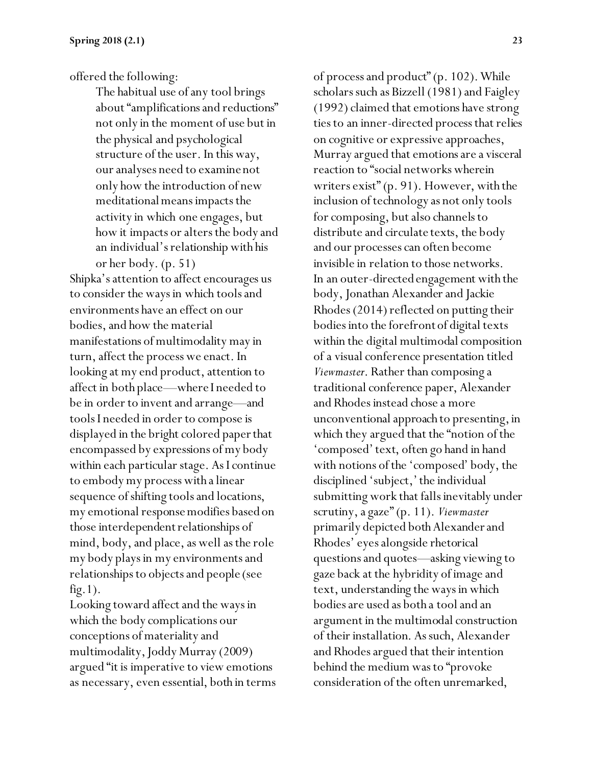offered the following:

> The habitual use of any tool brings about "amplifications and reductions" not only in the moment of use but in the physical and psychological structure of the user. In this way, our analyses need to examine not only how the introduction of new meditational means impacts the activity in which one engages, but how it impacts or alters the body and an individual's relationship with his or her body. (p. 51)

Shipka's attention to affect encourages us to consider the ways in which tools and environments have an effect on our bodies, and how the material manifestations of multimodality may in turn, affect the process we enact. In looking at my end product, attention to affect in both place—where I needed to be in order to invent and arrange—and tools I needed in order to compose is displayed in the bright colored paper that encompassed by expressions of my body within each particular stage. As I continue to embody my process with a linear sequence of shifting tools and locations, my emotional response modifies based on those interdependent relationships of mind, body, and place, as well as the role my body plays in my environments and relationships to objects and people (see fig.1).

Looking toward affect and the ways in which the body complications our conceptions of materiality and multimodality, Joddy Murray (2009) argued "it is imperative to view emotions as necessary, even essential, both in terms of process and product" (p. 102). While scholars such as Bizzell (1981) and Faigley (1992) claimed that emotions have strong ties to an inner-directed process that relies on cognitive or expressive approaches, Murray argued that emotions are a visceral reaction to "social networks wherein writers exist" (p. 91). However, with the inclusion of technology as not only tools for composing, but also channels to distribute and circulate texts, the body and our processes can often become invisible in relation to those networks. In an outer-directed engagement with the body, Jonathan Alexander and Jackie Rhodes (2014) reflected on putting their bodies into the forefront of digital texts within the digital multimodal composition of a visual conference presentation titled *Viewmaster*. Rather than composing a traditional conference paper, Alexander and Rhodes instead chose a more unconventional approach to presenting, in which they argued that the "notion of the 'composed' text, often go hand in hand with notions of the 'composed' body, the disciplined 'subject,' the individual submitting work that falls inevitably under scrutiny, a gaze" (p. 11). *Viewmaster* primarily depicted both Alexander and Rhodes' eyes alongside rhetorical questions and quotes—asking viewing to gaze back at the hybridity of image and text, understanding the ways in which bodies are used as both a tool and an argument in the multimodal construction of their installation. As such, Alexander and Rhodes argued that their intention behind the medium was to "provoke consideration of the often unremarked,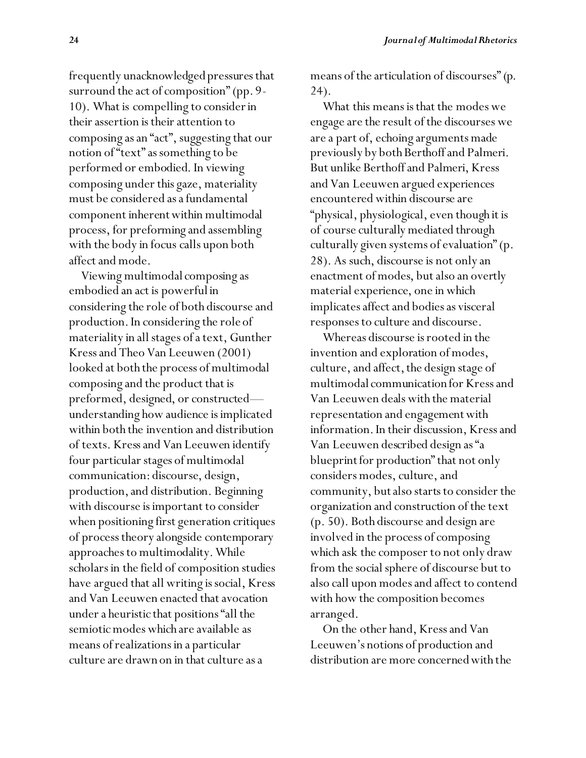frequently unacknowledged pressures that surround the act of composition" (pp. 9-10). What is compelling to consider in their assertion is their attention to composing as an "act", suggesting that our notion of "text" as something to be performed or embodied. In viewing composing under this gaze, materiality must be considered as a fundamental component inherent within multimodal process, for preforming and assembling with the body in focus calls upon both affect and mode.

Viewing multimodal composing as embodied an act is powerful in considering the role of both discourse and production. In considering the role of materiality in all stages of a text, Gunther Kress and Theo Van Leeuwen (2001) looked at both the process of multimodal composing and the product that is preformed, designed, or constructed—understanding how audience is implicated within both the invention and distribution of texts. Kress and Van Leeuwen identify four particular stages of multimodal communication: discourse, design, production, and distribution. Beginning with discourse is important to consider when positioning first generation critiques of process theory alongside contemporary approaches to multimodality. While scholars in the field of composition studies have argued that all writing is social, Kress and Van Leeuwen enacted that avocation under a heuristic that positions "all the semiotic modes which are available as means of realizations in a particular culture are drawn on in that culture as a means of the articulation of discourses" (p. 24).

What this means is that the modes we engage are the result of the discourses we are a part of, echoing arguments made previously by both Berthoff and Palmeri. But unlike Berthoff and Palmeri, Kress and Van Leeuwen argued experiences encountered within discourse are "physical, physiological, even though it is of course culturally mediated through culturally given systems of evaluation" (p. 28). As such, discourse is not only an enactment of modes, but also an overtly material experience, one in which implicates affect and bodies as visceral responses to culture and discourse.

Whereas discourse is rooted in the invention and exploration of modes, culture, and affect, the design stage of multimodal communication for Kress and Van Leeuwen deals with the material representation and engagement with information. In their discussion, Kress and Van Leeuwen described design as "a blueprint for production" that not only considers modes, culture, and community, but also starts to consider the organization and construction of the text (p. 50). Both discourse and design are involved in the process of composing which ask the composer to not only draw from the social sphere of discourse but to also call upon modes and affect to contend with how the composition becomes arranged.

On the other hand, Kress and Van Leeuwen's notions of production and distribution are more concerned with the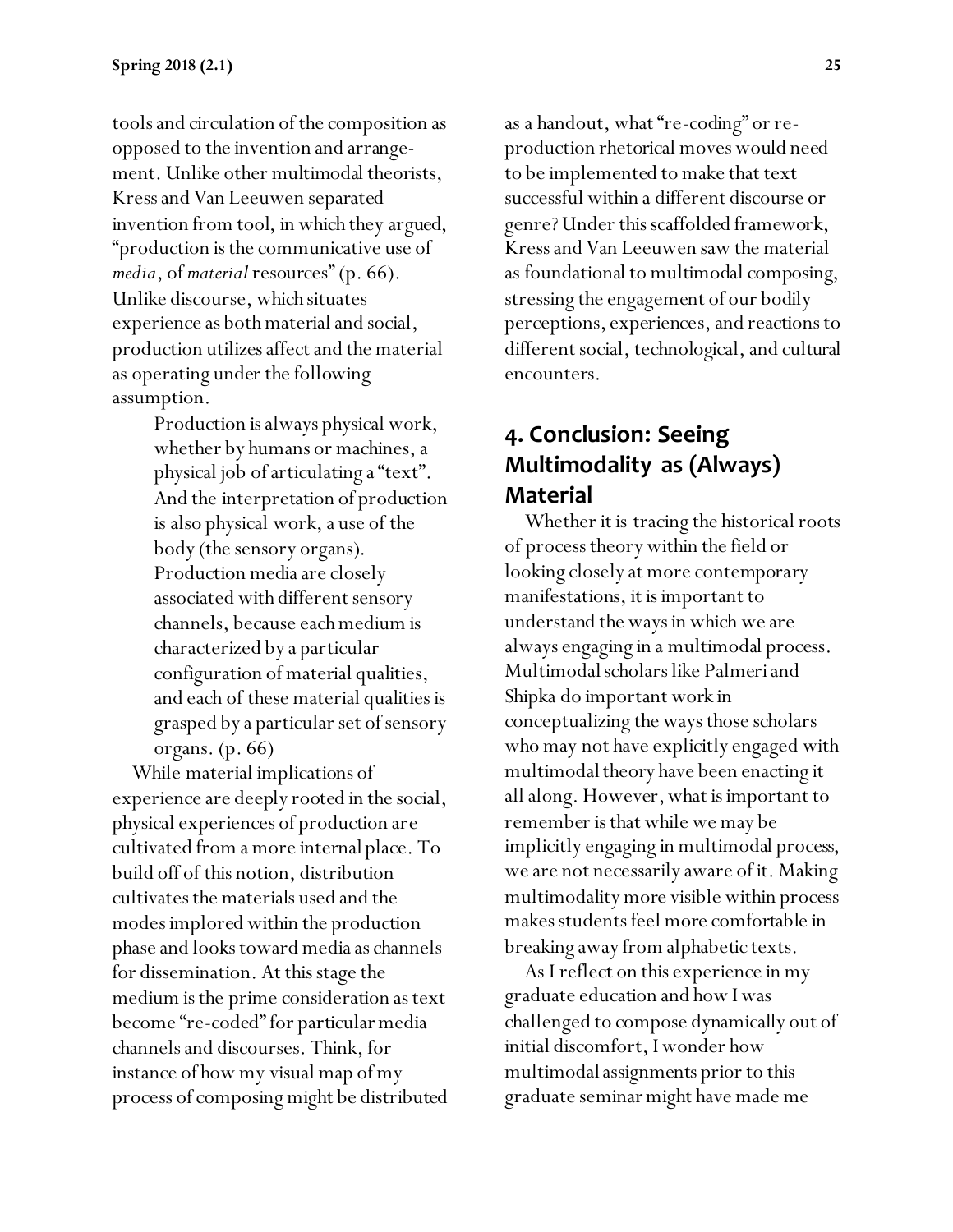tools and circulation of the composition as opposed to the invention and arrangement. Unlike other multimodal theorists, Kress and Van Leeuwen separated invention from tool, in which they argued, "production is the communicative use of *media*, of *material* resources" (p. 66). Unlike discourse, which situates experience as both material and social, production utilizes affect and the material as operating under the following assumption.

> Production is always physical work, whether by humans or machines, a physical job of articulating a "text". And the interpretation of production is also physical work, a use of the body (the sensory organs). Production media are closely associated with different sensory channels, because each medium is characterized by a particular configuration of material qualities, and each of these material qualities is grasped by a particular set of sensory organs. (p. 66)

While material implications of experience are deeply rooted in the social, physical experiences of production are cultivated from a more internal place. To build off of this notion, distribution cultivates the materials used and the modes implored within the production phase and looks toward media as channels for dissemination. At this stage the medium is the prime consideration as text become "re-coded" for particular media channels and discourses. Think, for instance of how my visual map of my process of composing might be distributed as a handout, what "re-coding" or reproduction rhetorical moves would need to be implemented to make that text successful within a different discourse or genre? Under this scaffolded framework, Kress and Van Leeuwen saw the material as foundational to multimodal composing, stressing the engagement of our bodily perceptions, experiences, and reactions to different social, technological, and cultural encounters.

## 4. Conclusion: Seeing Multimodality as (Always) Material

Whether it is tracing the historical roots of process theory within the field or looking closely at more contemporary manifestations, it is important to understand the ways in which we are always engaging in a multimodal process. Multimodal scholars like Palmeri and Shipka do important work in conceptualizing the ways those scholars who may not have explicitly engaged with multimodal theory have been enacting it all along. However, what is important to remember is that while we may be implicitly engaging in multimodal process, we are not necessarily aware of it. Making multimodality more visible within process makes students feel more comfortable in breaking away from alphabetic texts.

As I reflect on this experience in my graduate education and how I was challenged to compose dynamically out of initial discomfort, I wonder how multimodal assignments prior to this graduate seminar might have made me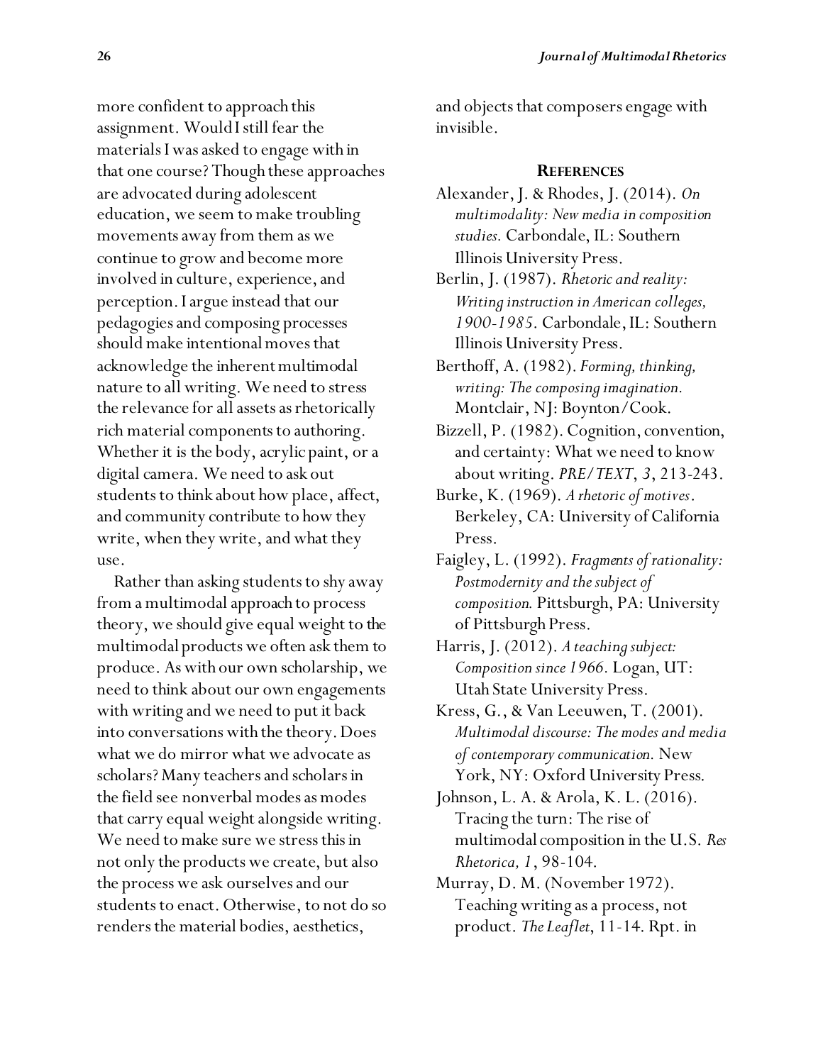more confident to approach this assignment. Would I still fear the materials I was asked to engage with in that one course? Though these approaches are advocated during adolescent education, we seem to make troubling movements away from them as we continue to grow and become more involved in culture, experience, and perception. I argue instead that our pedagogies and composing processes should make intentional moves that acknowledge the inherent multimodal nature to all writing. We need to stress the relevance for all assets as rhetorically rich material components to authoring. Whether it is the body, acrylic paint, or a digital camera. We need to ask out students to think about how place, affect, and community contribute to how they write, when they write, and what they use.

Rather than asking students to shy away from a multimodal approach to process theory, we should give equal weight to the multimodal products we often ask them to produce. As with our own scholarship, we need to think about our own engagements with writing and we need to put it back into conversations with the theory. Does what we do mirror what we advocate as scholars? Many teachers and scholars in the field see nonverbal modes as modes that carry equal weight alongside writing. We need to make sure we stress this in not only the products we create, but also the process we ask ourselves and our students to enact. Otherwise, to not do so renders the material bodies, aesthetics, and objects that composers engage with invisible.

## References

Alexander, J. & Rhodes, J. (2014). *On multimodality: New media in composition studies.* Carbondale, IL: Southern Illinois University Press.

Berlin, J. (1987). *Rhetoric and reality: Writing instruction in American colleges, 1900-1985.* Carbondale, IL: Southern Illinois University Press.

Berthoff, A. (1982). *Forming, thinking, writing: The composing imagination.* Montclair, NJ: Boynton/Cook.

Bizzell, P. (1982). Cognition, convention, and certainty: What we need to know about writing. *PRE/TEXT*, *3*, 213-243.

Burke, K. (1969). *A rhetoric of motives*. Berkeley, CA: University of California Press.

Faigley, L. (1992). *Fragments of rationality: Postmodernity and the subject of composition*. Pittsburgh, PA: University of Pittsburgh Press.

Harris, J. (2012). *A teaching subject: Composition since 1966.* Logan, UT: Utah State University Press.

Kress, G., & Van Leeuwen, T. (2001). *Multimodal discourse: The modes and media of contemporary communication.* New York, NY: Oxford University Press.

Johnson, L. A. & Arola, K. L. (2016). Tracing the turn: The rise of multimodal composition in the U.S. *Res Rhetorica, 1*, 98-104.

Murray, D. M. (November 1972). Teaching writing as a process, not product. *The Leaflet*, 11-14. Rpt. in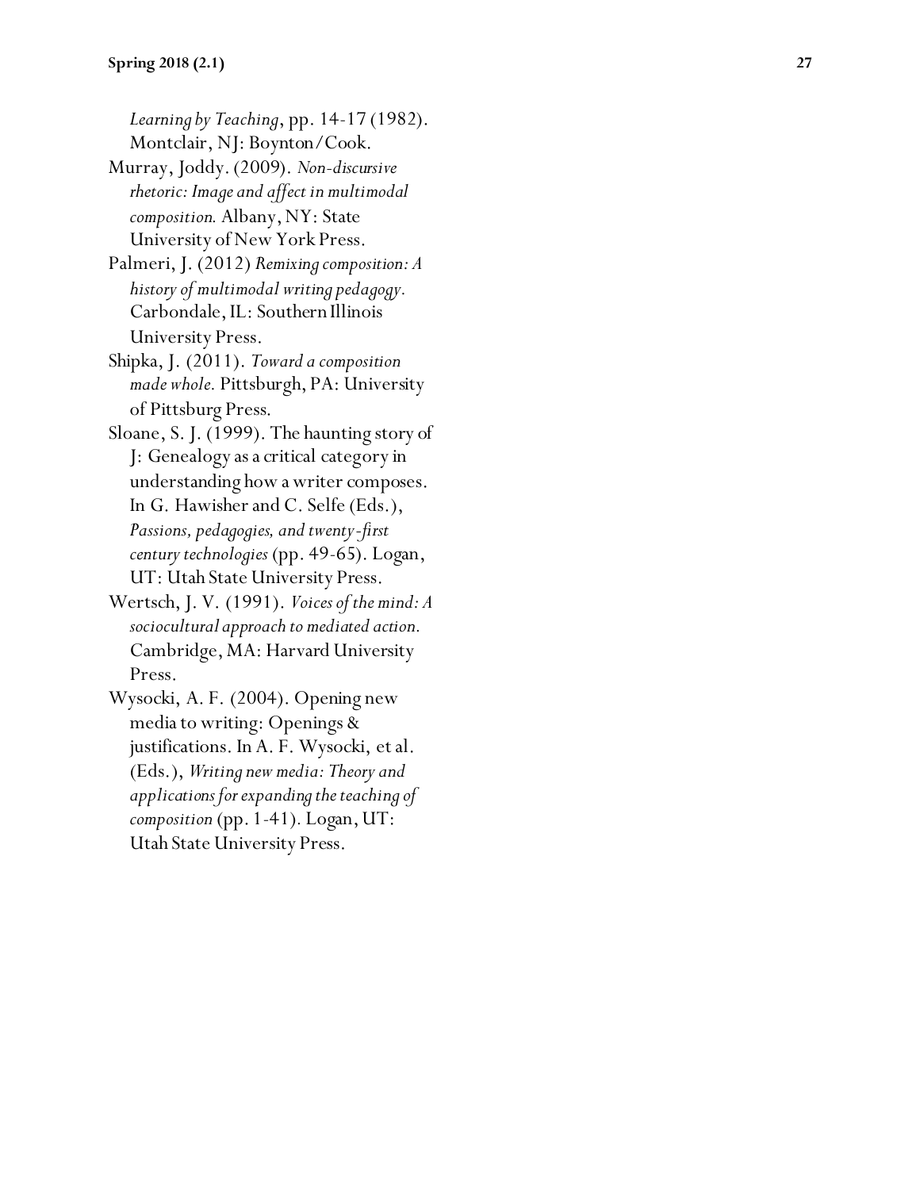*Learning by Teaching*, pp. 14-17 (1982). Montclair, NJ: Boynton/Cook.

Murray, Joddy. (2009). *Non-discursive rhetoric: Image and affect in multimodal composition.* Albany, NY: State University of New York Press.

Palmeri, J. (2012) *Remixing composition: A history of multimodal writing pedagogy.* Carbondale, IL: Southern Illinois University Press.

Shipka, J. (2011). *Toward a composition made whole.* Pittsburgh, PA: University of Pittsburg Press.

Sloane, S. J. (1999). The haunting story of J: Genealogy as a critical category in understanding how a writer composes. In G. Hawisher and C. Selfe (Eds.), *Passions, pedagogies, and twenty-first century technologies* (pp. 49-65). Logan, UT: Utah State University Press.

Wertsch, J. V. (1991). *Voices of the mind: A sociocultural approach to mediated action.* Cambridge, MA: Harvard University Press.

Wysocki, A. F. (2004). Opening new media to writing: Openings & justifications. In A. F. Wysocki, et al. (Eds.), *Writing new media: Theory and applications for expanding the teaching of composition* (pp. 1-41). Logan, UT: Utah State University Press.